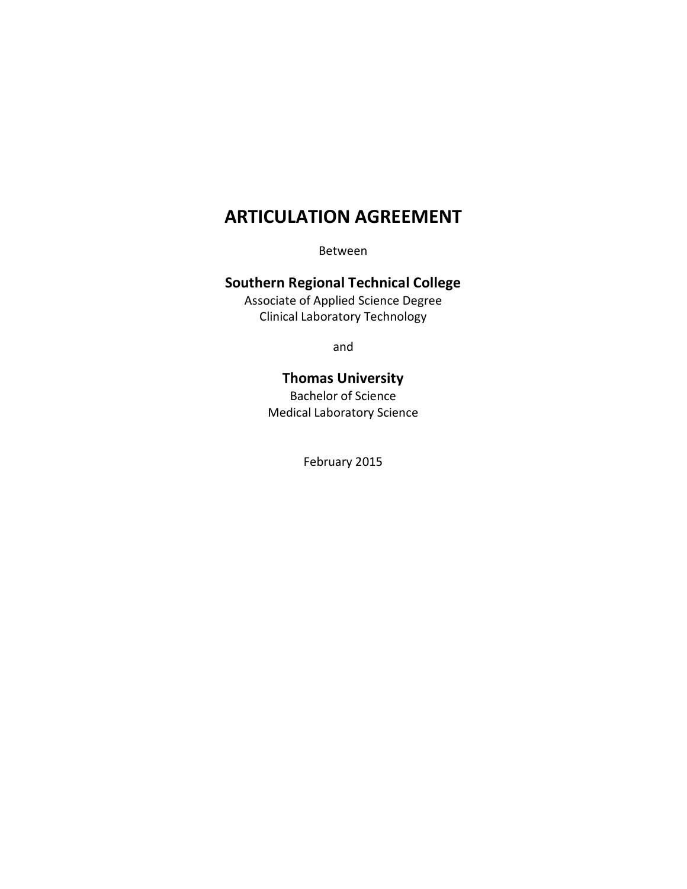# ARTICULATION AGREEMENT

Between

## Southern Regional Technical College

Associate of Applied Science Degree
Clinical Laboratory Technology

and

## Thomas University

Bachelor of Science
Medical Laboratory Science

February 2015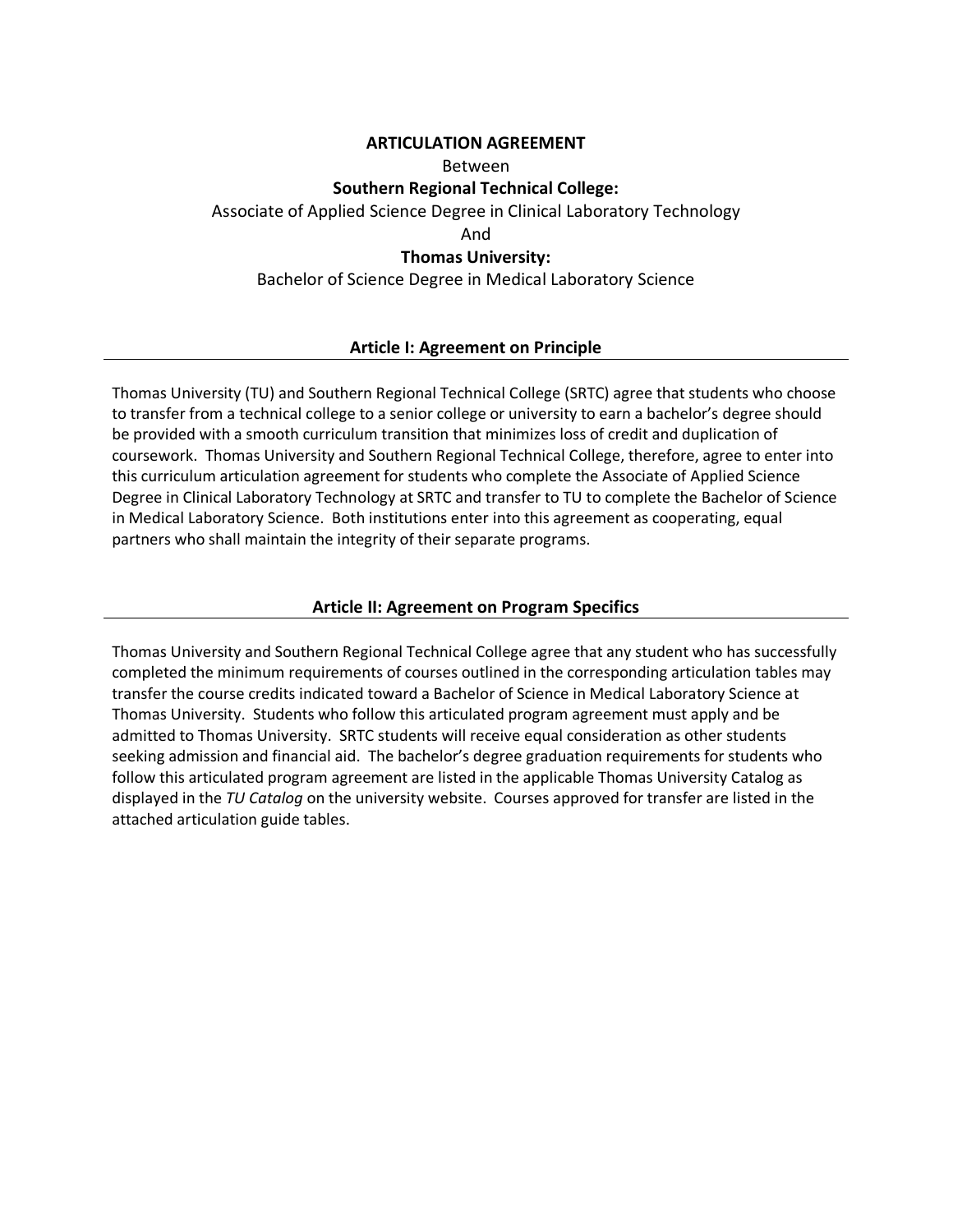**ARTICULATION AGREEMENT**

Between

**Southern Regional Technical College:**

Associate of Applied Science Degree in Clinical Laboratory Technology

And

**Thomas University:**

Bachelor of Science Degree in Medical Laboratory Science

## Article I: Agreement on Principle

Thomas University (TU) and Southern Regional Technical College (SRTC) agree that students who choose to transfer from a technical college to a senior college or university to earn a bachelor's degree should be provided with a smooth curriculum transition that minimizes loss of credit and duplication of coursework. Thomas University and Southern Regional Technical College, therefore, agree to enter into this curriculum articulation agreement for students who complete the Associate of Applied Science Degree in Clinical Laboratory Technology at SRTC and transfer to TU to complete the Bachelor of Science in Medical Laboratory Science. Both institutions enter into this agreement as cooperating, equal partners who shall maintain the integrity of their separate programs.

## Article II: Agreement on Program Specifics

Thomas University and Southern Regional Technical College agree that any student who has successfully completed the minimum requirements of courses outlined in the corresponding articulation tables may transfer the course credits indicated toward a Bachelor of Science in Medical Laboratory Science at Thomas University. Students who follow this articulated program agreement must apply and be admitted to Thomas University. SRTC students will receive equal consideration as other students seeking admission and financial aid. The bachelor's degree graduation requirements for students who follow this articulated program agreement are listed in the applicable Thomas University Catalog as displayed in the *TU Catalog* on the university website. Courses approved for transfer are listed in the attached articulation guide tables.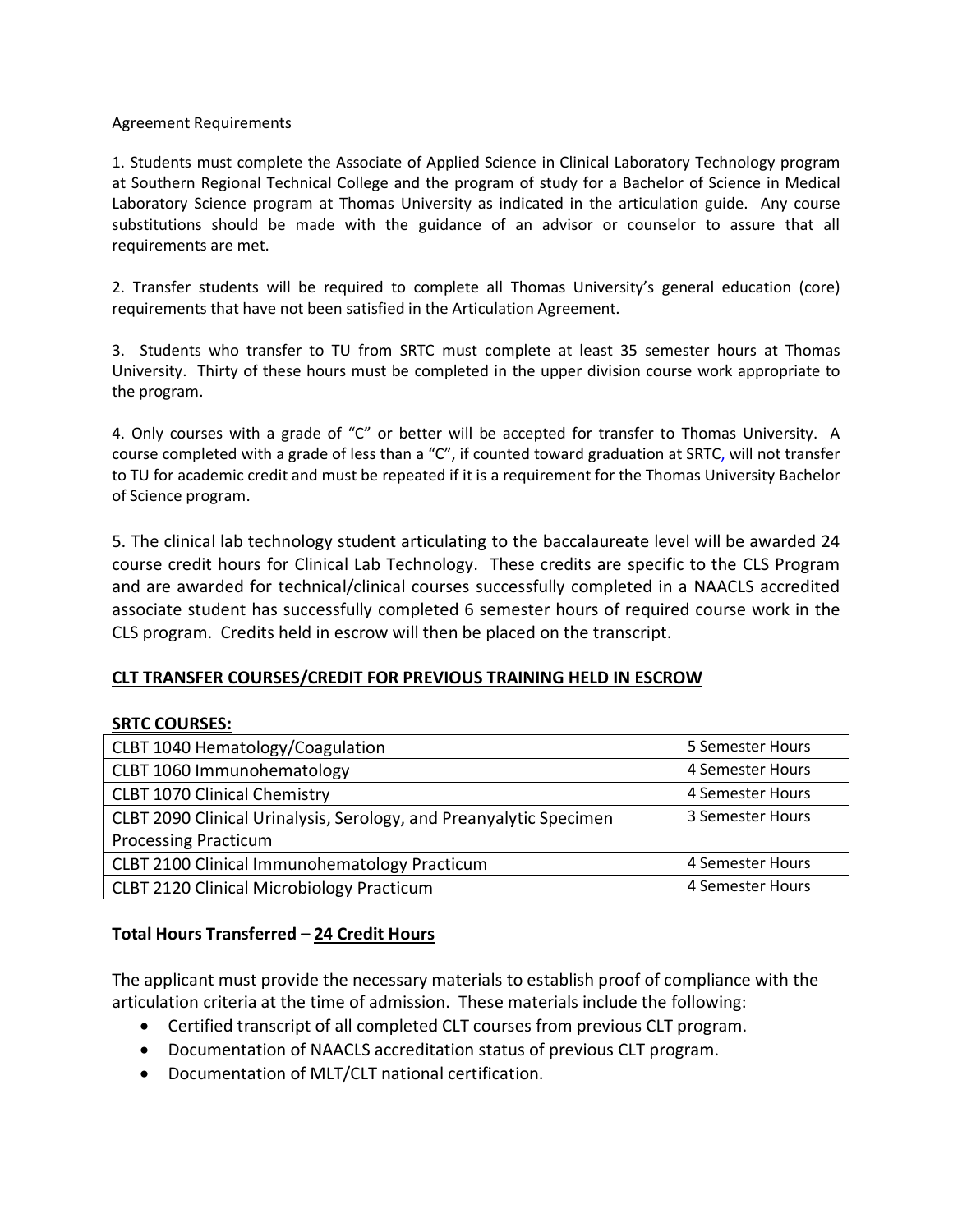Agreement Requirements

1. Students must complete the Associate of Applied Science in Clinical Laboratory Technology program at Southern Regional Technical College and the program of study for a Bachelor of Science in Medical Laboratory Science program at Thomas University as indicated in the articulation guide. Any course substitutions should be made with the guidance of an advisor or counselor to assure that all requirements are met.

2. Transfer students will be required to complete all Thomas University's general education (core) requirements that have not been satisfied in the Articulation Agreement.

3. Students who transfer to TU from SRTC must complete at least 35 semester hours at Thomas University. Thirty of these hours must be completed in the upper division course work appropriate to the program.

4. Only courses with a grade of "C" or better will be accepted for transfer to Thomas University. A course completed with a grade of less than a "C", if counted toward graduation at SRTC, will not transfer to TU for academic credit and must be repeated if it is a requirement for the Thomas University Bachelor of Science program.

5. The clinical lab technology student articulating to the baccalaureate level will be awarded 24 course credit hours for Clinical Lab Technology. These credits are specific to the CLS Program and are awarded for technical/clinical courses successfully completed in a NAACLS accredited associate student has successfully completed 6 semester hours of required course work in the CLS program. Credits held in escrow will then be placed on the transcript.

**CLT TRANSFER COURSES/CREDIT FOR PREVIOUS TRAINING HELD IN ESCROW**

**SRTC COURSES:**

| Course | Hours |
|---|---|
| CLBT 1040 Hematology/Coagulation | 5 Semester Hours |
| CLBT 1060 Immunohematology | 4 Semester Hours |
| CLBT 1070 Clinical Chemistry | 4 Semester Hours |
| CLBT 2090 Clinical Urinalysis, Serology, and Preanalytic Specimen Processing Practicum | 3 Semester Hours |
| CLBT 2100 Clinical Immunohematology Practicum | 4 Semester Hours |
| CLBT 2120 Clinical Microbiology Practicum | 4 Semester Hours |

**Total Hours Transferred – 24 Credit Hours**

The applicant must provide the necessary materials to establish proof of compliance with the articulation criteria at the time of admission. These materials include the following:

- Certified transcript of all completed CLT courses from previous CLT program.
- Documentation of NAACLS accreditation status of previous CLT program.
- Documentation of MLT/CLT national certification.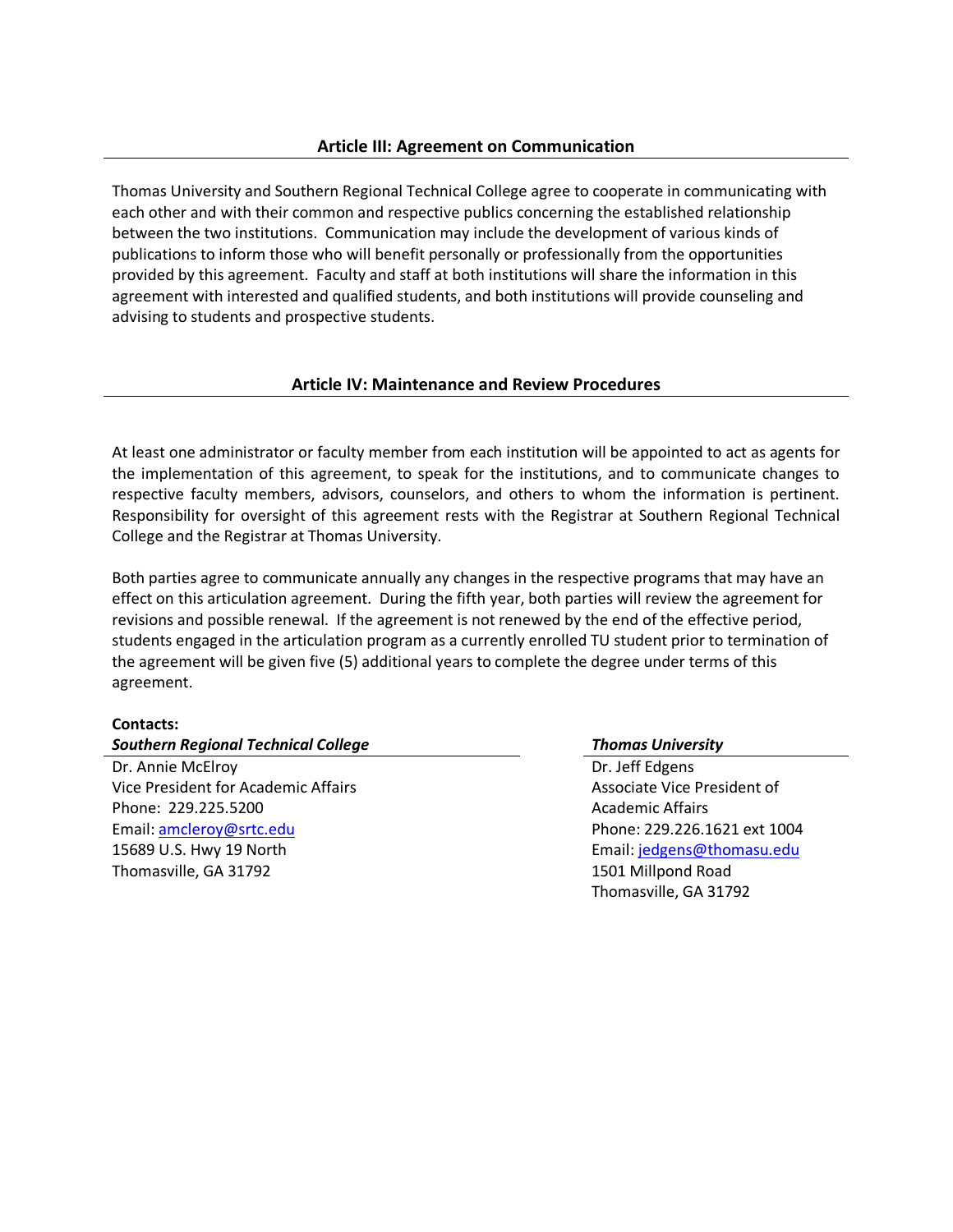## Article III: Agreement on Communication

Thomas University and Southern Regional Technical College agree to cooperate in communicating with each other and with their common and respective publics concerning the established relationship between the two institutions. Communication may include the development of various kinds of publications to inform those who will benefit personally or professionally from the opportunities provided by this agreement. Faculty and staff at both institutions will share the information in this agreement with interested and qualified students, and both institutions will provide counseling and advising to students and prospective students.

## Article IV: Maintenance and Review Procedures

At least one administrator or faculty member from each institution will be appointed to act as agents for the implementation of this agreement, to speak for the institutions, and to communicate changes to respective faculty members, advisors, counselors, and others to whom the information is pertinent. Responsibility for oversight of this agreement rests with the Registrar at Southern Regional Technical College and the Registrar at Thomas University.

Both parties agree to communicate annually any changes in the respective programs that may have an effect on this articulation agreement. During the fifth year, both parties will review the agreement for revisions and possible renewal. If the agreement is not renewed by the end of the effective period, students engaged in the articulation program as a currently enrolled TU student prior to termination of the agreement will be given five (5) additional years to complete the degree under terms of this agreement.

**Contacts:**

***Southern Regional Technical College***

Dr. Annie McElroy
Vice President for Academic Affairs
Phone: 229.225.5200
Email: amcleroy@srtc.edu
15689 U.S. Hwy 19 North
Thomasville, GA 31792

***Thomas University***

Dr. Jeff Edgens
Associate Vice President of Academic Affairs
Phone: 229.226.1621 ext 1004
Email: jedgens@thomasu.edu
1501 Millpond Road
Thomasville, GA 31792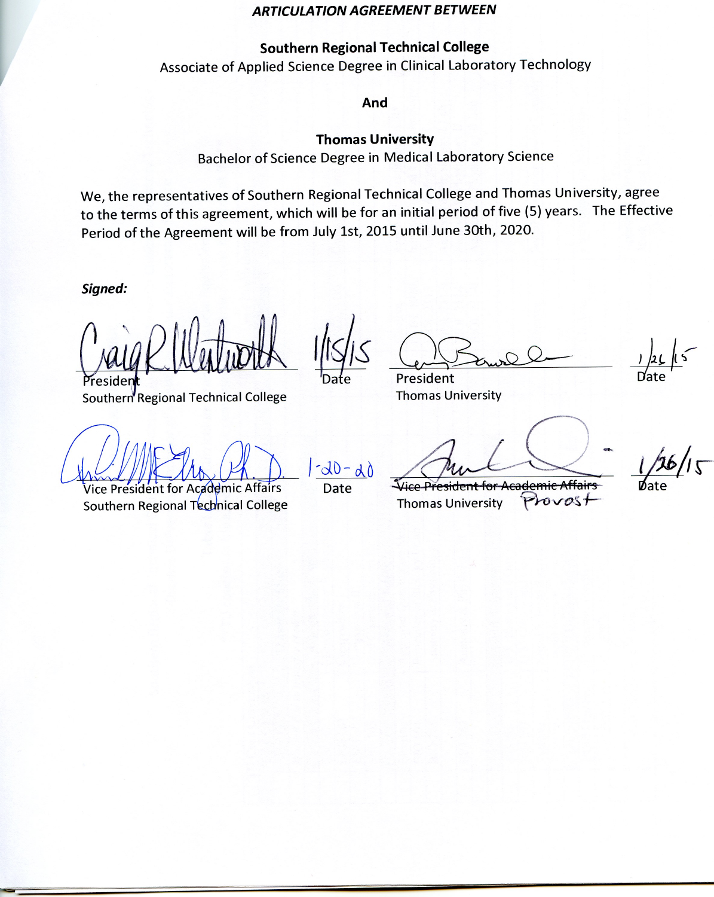***ARTICULATION AGREEMENT BETWEEN***

**Southern Regional Technical College**

Associate of Applied Science Degree in Clinical Laboratory Technology

**And**

**Thomas University**

Bachelor of Science Degree in Medical Laboratory Science

We, the representatives of Southern Regional Technical College and Thomas University, agree to the terms of this agreement, which will be for an initial period of five (5) years. The Effective Period of the Agreement will be from July 1st, 2015 until June 30th, 2020.

***Signed:***

| Signature | Date | Signature | Date |
|---|---|---|---|
| Craig R. Wentworth<br>President<br>Southern Regional Technical College | 1/15/15 | President<br>Thomas University | 1/26/15 |
| Ph.D.<br>Vice President for Academic Affairs<br>Southern Regional Technical College | 1-20-20 | ~~Vice President for Academic Affairs~~ Provost<br>Thomas University | 1/26/15 |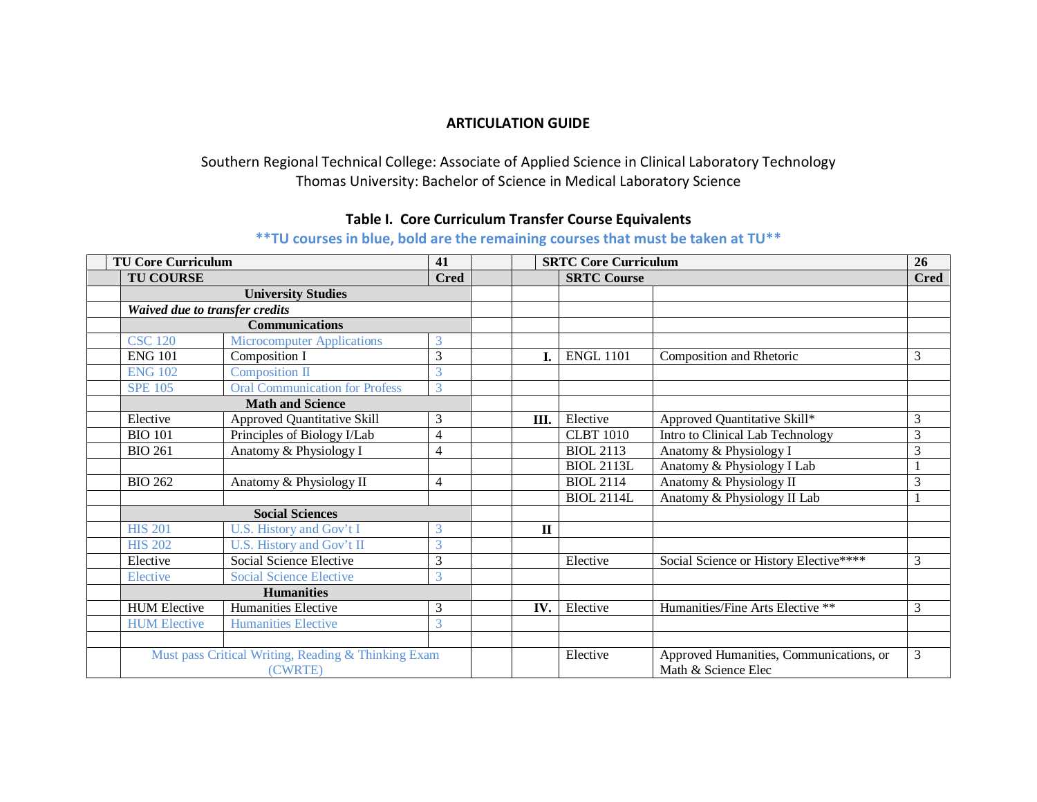## ARTICULATION GUIDE

Southern Regional Technical College: Associate of Applied Science in Clinical Laboratory Technology
Thomas University: Bachelor of Science in Medical Laboratory Science

### Table I. Core Curriculum Transfer Course Equivalents

**\*\*TU courses in blue, bold are the remaining courses that must be taken at TU\*\***

| | TU Core Curriculum | | 41 | | | SRTC Core Curriculum | | 26 |
|---|---|---|---|---|---|---|---|---|
| | **TU COURSE** | | **Cred** | | | **SRTC Course** | | **Cred** |
| | **University Studies** | | | | | | | |
| | ***Waived due to transfer credits*** | | | | | | | |
| | **Communications** | | | | | | | |
| | CSC 120 | Microcomputer Applications | 3 | | | | | |
| | ENG 101 | Composition I | 3 | | **I.** | ENGL 1101 | Composition and Rhetoric | 3 |
| | ENG 102 | Composition II | 3 | | | | | |
| | SPE 105 | Oral Communication for Profess | 3 | | | | | |
| | **Math and Science** | | | | | | | |
| | Elective | Approved Quantitative Skill | 3 | | **III.** | Elective | Approved Quantitative Skill* | 3 |
| | BIO 101 | Principles of Biology I/Lab | 4 | | | CLBT 1010 | Intro to Clinical Lab Technology | 3 |
| | BIO 261 | Anatomy & Physiology I | 4 | | | BIOL 2113 | Anatomy & Physiology I | 3 |
| | | | | | | BIOL 2113L | Anatomy & Physiology I Lab | 1 |
| | BIO 262 | Anatomy & Physiology II | 4 | | | BIOL 2114 | Anatomy & Physiology II | 3 |
| | | | | | | BIOL 2114L | Anatomy & Physiology II Lab | 1 |
| | **Social Sciences** | | | | | | | |
| | HIS 201 | U.S. History and Gov't I | 3 | | **II** | | | |
| | HIS 202 | U.S. History and Gov't II | 3 | | | | | |
| | Elective | Social Science Elective | 3 | | | Elective | Social Science or History Elective**** | 3 |
| | Elective | Social Science Elective | 3 | | | | | |
| | **Humanities** | | | | | | | |
| | HUM Elective | Humanities Elective | 3 | | **IV.** | Elective | Humanities/Fine Arts Elective ** | 3 |
| | HUM Elective | Humanities Elective | 3 | | | | | |
| | | | | | | | | |
| | Must pass Critical Writing, Reading & Thinking Exam (CWRTE) | | | | | Elective | Approved Humanities, Communications, or Math & Science Elec | 3 |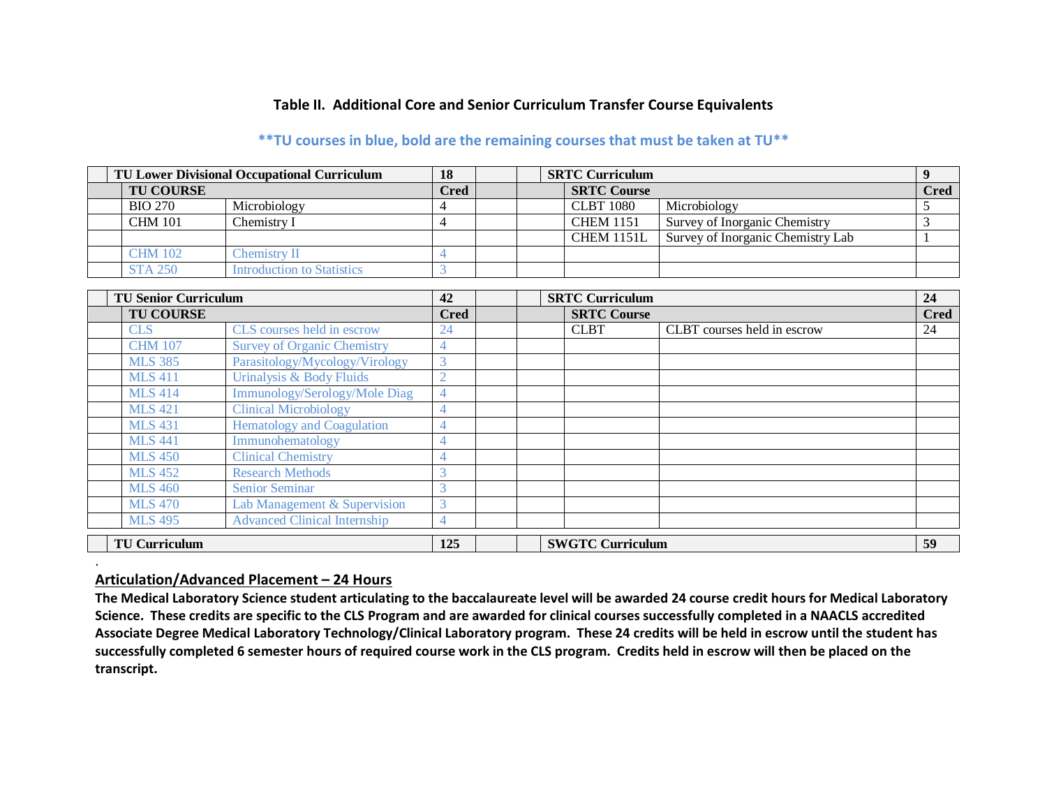### Table II. Additional Core and Senior Curriculum Transfer Course Equivalents

**\*\*TU courses in blue, bold are the remaining courses that must be taken at TU\*\***

| | TU Lower Divisional Occupational Curriculum | | 18 | | | SRTC Curriculum | | 9 |
|---|---|---|---|---|---|---|---|---|
| | **TU COURSE** | | **Cred** | | | **SRTC Course** | | **Cred** |
| | BIO 270 | Microbiology | 4 | | | CLBT 1080 | Microbiology | 5 |
| | CHM 101 | Chemistry I | 4 | | | CHEM 1151 | Survey of Inorganic Chemistry | 3 |
| | | | | | | CHEM 1151L | Survey of Inorganic Chemistry Lab | 1 |
| | CHM 102 | Chemistry II | 4 | | | | | |
| | STA 250 | Introduction to Statistics | 3 | | | | | |

| | TU Senior Curriculum | | 42 | | | SRTC Curriculum | | 24 |
|---|---|---|---|---|---|---|---|---|
| | **TU COURSE** | | **Cred** | | | **SRTC Course** | | **Cred** |
| | CLS | CLS courses held in escrow | 24 | | | CLBT | CLBT courses held in escrow | 24 |
| | CHM 107 | Survey of Organic Chemistry | 4 | | | | | |
| | MLS 385 | Parasitology/Mycology/Virology | 3 | | | | | |
| | MLS 411 | Urinalysis & Body Fluids | 2 | | | | | |
| | MLS 414 | Immunology/Serology/Mole Diag | 4 | | | | | |
| | MLS 421 | Clinical Microbiology | 4 | | | | | |
| | MLS 431 | Hematology and Coagulation | 4 | | | | | |
| | MLS 441 | Immunohematology | 4 | | | | | |
| | MLS 450 | Clinical Chemistry | 4 | | | | | |
| | MLS 452 | Research Methods | 3 | | | | | |
| | MLS 460 | Senior Seminar | 3 | | | | | |
| | MLS 470 | Lab Management & Supervision | 3 | | | | | |
| | MLS 495 | Advanced Clinical Internship | 4 | | | | | |
| | **TU Curriculum** | | **125** | | | **SWGTC Curriculum** | | **59** |

## Articulation/Advanced Placement – 24 Hours

**The Medical Laboratory Science student articulating to the baccalaureate level will be awarded 24 course credit hours for Medical Laboratory Science. These credits are specific to the CLS Program and are awarded for clinical courses successfully completed in a NAACLS accredited Associate Degree Medical Laboratory Technology/Clinical Laboratory program. These 24 credits will be held in escrow until the student has successfully completed 6 semester hours of required course work in the CLS program. Credits held in escrow will then be placed on the transcript.**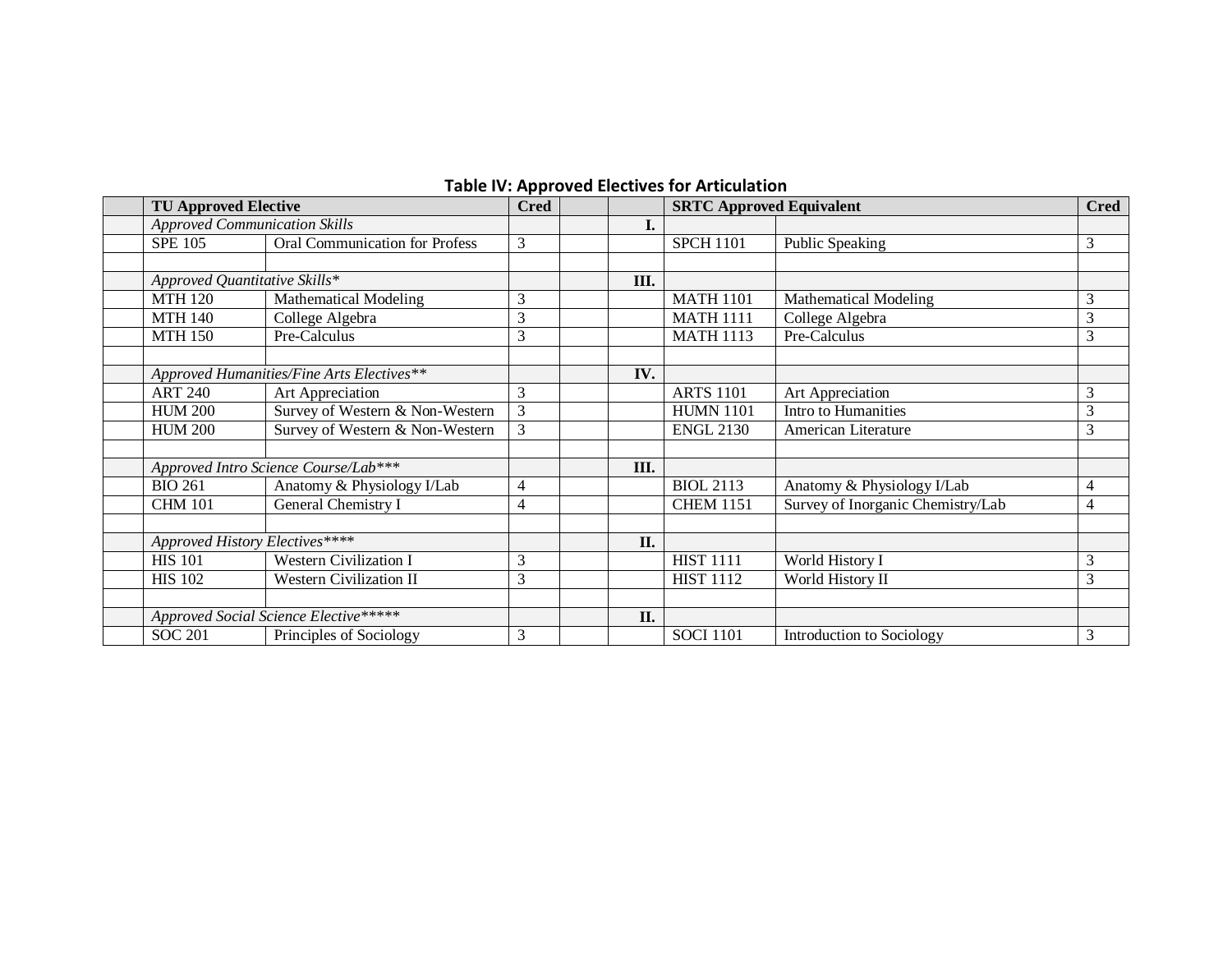**Table IV: Approved Electives for Articulation**

| | TU Approved Elective | | Cred | | | SRTC Approved Equivalent | | Cred |
|---|---|---|---|---|---|---|---|---|
| | *Approved Communication Skills* | | | | **I.** | | | |
| | SPE 105 | Oral Communication for Profess | 3 | | | SPCH 1101 | Public Speaking | 3 |
| | | | | | | | | |
| | *Approved Quantitative Skills** | | | | **III.** | | | |
| | MTH 120 | Mathematical Modeling | 3 | | | MATH 1101 | Mathematical Modeling | 3 |
| | MTH 140 | College Algebra | 3 | | | MATH 1111 | College Algebra | 3 |
| | MTH 150 | Pre-Calculus | 3 | | | MATH 1113 | Pre-Calculus | 3 |
| | | | | | | | | |
| | *Approved Humanities/Fine Arts Electives*** | | | | **IV.** | | | |
| | ART 240 | Art Appreciation | 3 | | | ARTS 1101 | Art Appreciation | 3 |
| | HUM 200 | Survey of Western & Non-Western | 3 | | | HUMN 1101 | Intro to Humanities | 3 |
| | HUM 200 | Survey of Western & Non-Western | 3 | | | ENGL 2130 | American Literature | 3 |
| | | | | | | | | |
| | *Approved Intro Science Course/Lab**** | | | | **III.** | | | |
| | BIO 261 | Anatomy & Physiology I/Lab | 4 | | | BIOL 2113 | Anatomy & Physiology I/Lab | 4 |
| | CHM 101 | General Chemistry I | 4 | | | CHEM 1151 | Survey of Inorganic Chemistry/Lab | 4 |
| | | | | | | | | |
| | *Approved History Electives***** | | | | **II.** | | | |
| | HIS 101 | Western Civilization I | 3 | | | HIST 1111 | World History I | 3 |
| | HIS 102 | Western Civilization II | 3 | | | HIST 1112 | World History II | 3 |
| | | | | | | | | |
| | *Approved Social Science Elective****** | | | | **II.** | | | |
| | SOC 201 | Principles of Sociology | 3 | | | SOCI 1101 | Introduction to Sociology | 3 |